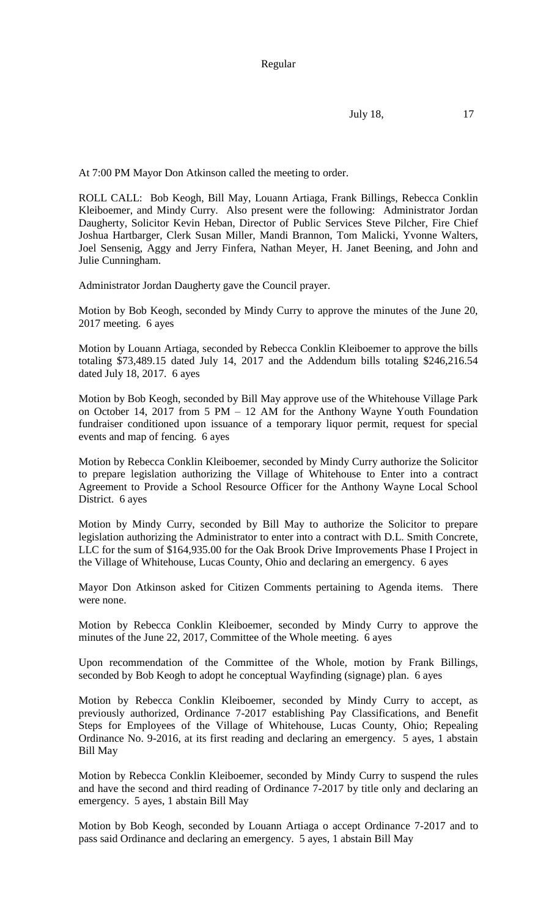Regular

July 18, 17

At 7:00 PM Mayor Don Atkinson called the meeting to order.

ROLL CALL: Bob Keogh, Bill May, Louann Artiaga, Frank Billings, Rebecca Conklin Kleiboemer, and Mindy Curry. Also present were the following: Administrator Jordan Daugherty, Solicitor Kevin Heban, Director of Public Services Steve Pilcher, Fire Chief Joshua Hartbarger, Clerk Susan Miller, Mandi Brannon, Tom Malicki, Yvonne Walters, Joel Sensenig, Aggy and Jerry Finfera, Nathan Meyer, H. Janet Beening, and John and Julie Cunningham.

Administrator Jordan Daugherty gave the Council prayer.

Motion by Bob Keogh, seconded by Mindy Curry to approve the minutes of the June 20, 2017 meeting. 6 ayes

Motion by Louann Artiaga, seconded by Rebecca Conklin Kleiboemer to approve the bills totaling $73,489.15 dated July 14, 2017 and the Addendum bills totaling $246,216.54 dated July 18, 2017. 6 ayes

Motion by Bob Keogh, seconded by Bill May approve use of the Whitehouse Village Park on October 14, 2017 from 5 PM – 12 AM for the Anthony Wayne Youth Foundation fundraiser conditioned upon issuance of a temporary liquor permit, request for special events and map of fencing. 6 ayes

Motion by Rebecca Conklin Kleiboemer, seconded by Mindy Curry authorize the Solicitor to prepare legislation authorizing the Village of Whitehouse to Enter into a contract Agreement to Provide a School Resource Officer for the Anthony Wayne Local School District. 6 ayes

Motion by Mindy Curry, seconded by Bill May to authorize the Solicitor to prepare legislation authorizing the Administrator to enter into a contract with D.L. Smith Concrete, LLC for the sum of $164,935.00 for the Oak Brook Drive Improvements Phase I Project in the Village of Whitehouse, Lucas County, Ohio and declaring an emergency. 6 ayes

Mayor Don Atkinson asked for Citizen Comments pertaining to Agenda items. There were none.

Motion by Rebecca Conklin Kleiboemer, seconded by Mindy Curry to approve the minutes of the June 22, 2017, Committee of the Whole meeting. 6 ayes

Upon recommendation of the Committee of the Whole, motion by Frank Billings, seconded by Bob Keogh to adopt he conceptual Wayfinding (signage) plan. 6 ayes

Motion by Rebecca Conklin Kleiboemer, seconded by Mindy Curry to accept, as previously authorized, Ordinance 7-2017 establishing Pay Classifications, and Benefit Steps for Employees of the Village of Whitehouse, Lucas County, Ohio; Repealing Ordinance No. 9-2016, at its first reading and declaring an emergency. 5 ayes, 1 abstain Bill May

Motion by Rebecca Conklin Kleiboemer, seconded by Mindy Curry to suspend the rules and have the second and third reading of Ordinance 7-2017 by title only and declaring an emergency. 5 ayes, 1 abstain Bill May

Motion by Bob Keogh, seconded by Louann Artiaga o accept Ordinance 7-2017 and to pass said Ordinance and declaring an emergency. 5 ayes, 1 abstain Bill May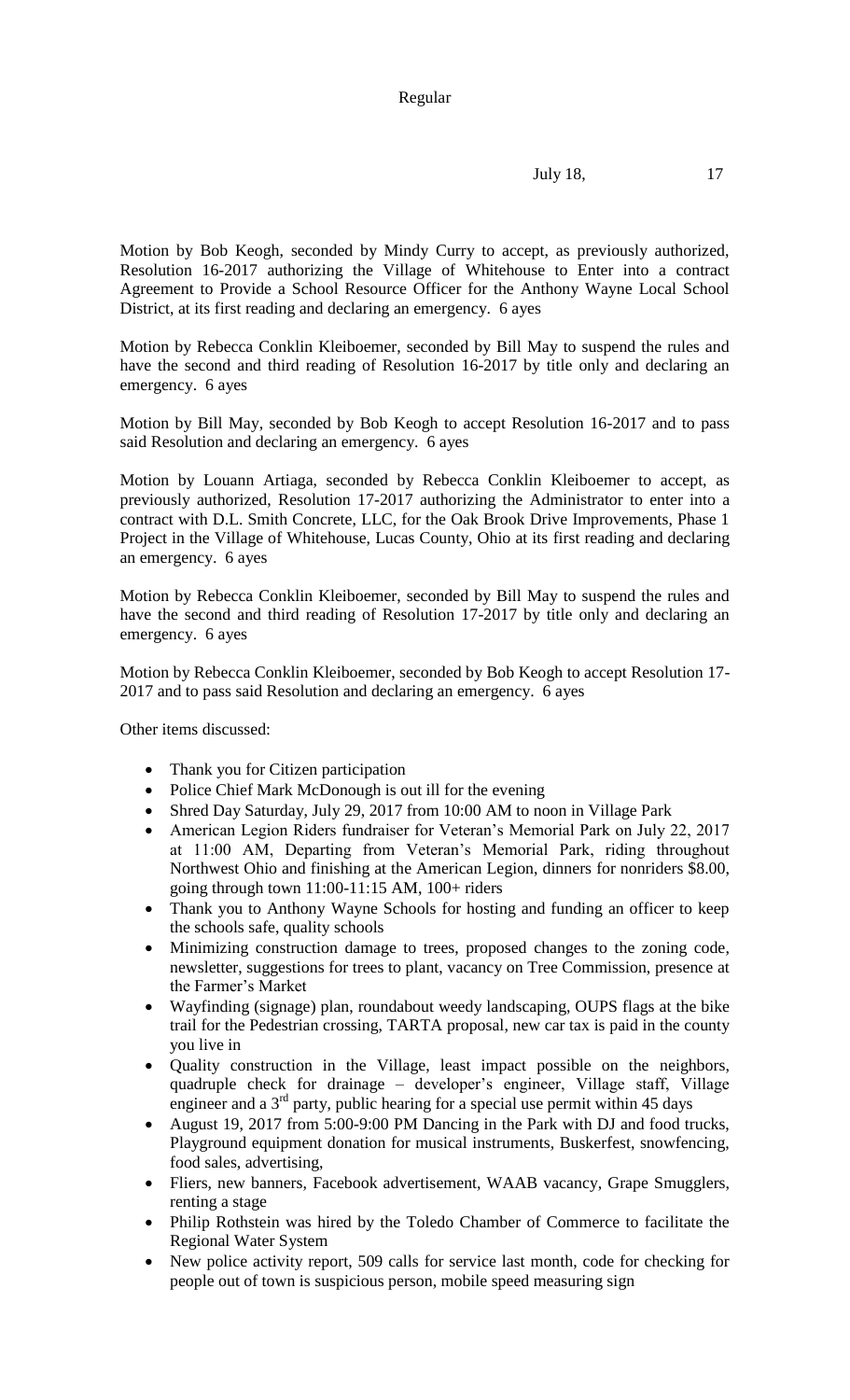Motion by Bob Keogh, seconded by Mindy Curry to accept, as previously authorized, Resolution 16-2017 authorizing the Village of Whitehouse to Enter into a contract Agreement to Provide a School Resource Officer for the Anthony Wayne Local School District, at its first reading and declaring an emergency. 6 ayes

Motion by Rebecca Conklin Kleiboemer, seconded by Bill May to suspend the rules and have the second and third reading of Resolution 16-2017 by title only and declaring an emergency. 6 ayes

Motion by Bill May, seconded by Bob Keogh to accept Resolution 16-2017 and to pass said Resolution and declaring an emergency. 6 ayes

Motion by Louann Artiaga, seconded by Rebecca Conklin Kleiboemer to accept, as previously authorized, Resolution 17-2017 authorizing the Administrator to enter into a contract with D.L. Smith Concrete, LLC, for the Oak Brook Drive Improvements, Phase 1 Project in the Village of Whitehouse, Lucas County, Ohio at its first reading and declaring an emergency. 6 ayes

Motion by Rebecca Conklin Kleiboemer, seconded by Bill May to suspend the rules and have the second and third reading of Resolution 17-2017 by title only and declaring an emergency. 6 ayes

Motion by Rebecca Conklin Kleiboemer, seconded by Bob Keogh to accept Resolution 17-2017 and to pass said Resolution and declaring an emergency. 6 ayes

Other items discussed:

- Thank you for Citizen participation
- Police Chief Mark McDonough is out ill for the evening
- Shred Day Saturday, July 29, 2017 from 10:00 AM to noon in Village Park
- American Legion Riders fundraiser for Veteran's Memorial Park on July 22, 2017 at 11:00 AM, Departing from Veteran's Memorial Park, riding throughout Northwest Ohio and finishing at the American Legion, dinners for nonriders $8.00, going through town 11:00-11:15 AM, 100+ riders
- Thank you to Anthony Wayne Schools for hosting and funding an officer to keep the schools safe, quality schools
- Minimizing construction damage to trees, proposed changes to the zoning code, newsletter, suggestions for trees to plant, vacancy on Tree Commission, presence at the Farmer's Market
- Wayfinding (signage) plan, roundabout weedy landscaping, OUPS flags at the bike trail for the Pedestrian crossing, TARTA proposal, new car tax is paid in the county you live in
- Quality construction in the Village, least impact possible on the neighbors, quadruple check for drainage – developer's engineer, Village staff, Village engineer and a 3rd party, public hearing for a special use permit within 45 days
- August 19, 2017 from 5:00-9:00 PM Dancing in the Park with DJ and food trucks, Playground equipment donation for musical instruments, Buskerfest, snowfencing, food sales, advertising,
- Fliers, new banners, Facebook advertisement, WAAB vacancy, Grape Smugglers, renting a stage
- Philip Rothstein was hired by the Toledo Chamber of Commerce to facilitate the Regional Water System
- New police activity report, 509 calls for service last month, code for checking for people out of town is suspicious person, mobile speed measuring sign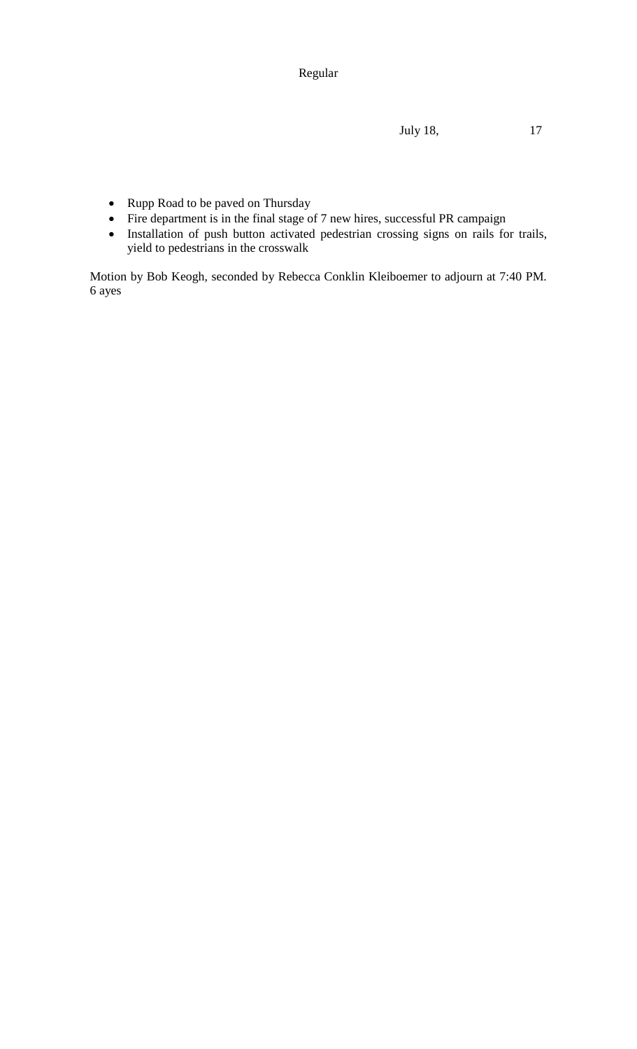- Rupp Road to be paved on Thursday
- Fire department is in the final stage of 7 new hires, successful PR campaign
- Installation of push button activated pedestrian crossing signs on rails for trails, yield to pedestrians in the crosswalk

Motion by Bob Keogh, seconded by Rebecca Conklin Kleiboemer to adjourn at 7:40 PM.
6 ayes